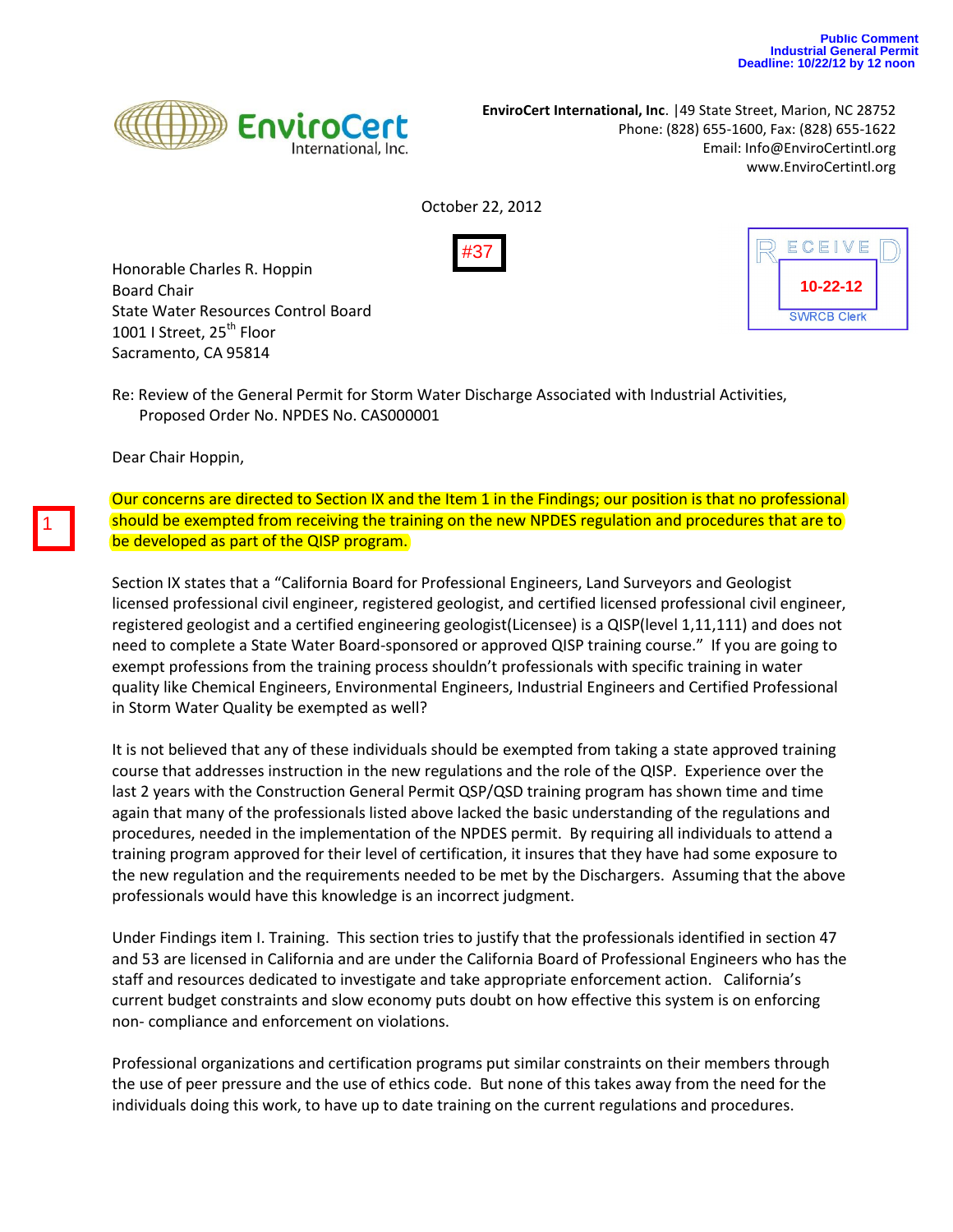Public Comment
Industrial General Permit
Deadline: 10/22/12 by 12 noon

**EnviroCert International, Inc.** |49 State Street, Marion, NC 28752
Phone: (828) 655-1600, Fax: (828) 655-1622
Email: Info@EnviroCertintl.org
www.EnviroCertintl.org

October 22, 2012

#37

RECEIVED
10-22-12
SWRCB Clerk

Honorable Charles R. Hoppin
Board Chair
State Water Resources Control Board
1001 I Street, 25th Floor
Sacramento, CA 95814

Re: Review of the General Permit for Storm Water Discharge Associated with Industrial Activities,
Proposed Order No. NPDES No. CAS000001

Dear Chair Hoppin,

1

Our concerns are directed to Section IX and the Item 1 in the Findings; our position is that no professional should be exempted from receiving the training on the new NPDES regulation and procedures that are to be developed as part of the QISP program.

Section IX states that a "California Board for Professional Engineers, Land Surveyors and Geologist licensed professional civil engineer, registered geologist, and certified licensed professional civil engineer, registered geologist and a certified engineering geologist(Licensee) is a QISP(level 1,11,111) and does not need to complete a State Water Board-sponsored or approved QISP training course." If you are going to exempt professions from the training process shouldn't professionals with specific training in water quality like Chemical Engineers, Environmental Engineers, Industrial Engineers and Certified Professional in Storm Water Quality be exempted as well?

It is not believed that any of these individuals should be exempted from taking a state approved training course that addresses instruction in the new regulations and the role of the QISP. Experience over the last 2 years with the Construction General Permit QSP/QSD training program has shown time and time again that many of the professionals listed above lacked the basic understanding of the regulations and procedures, needed in the implementation of the NPDES permit. By requiring all individuals to attend a training program approved for their level of certification, it insures that they have had some exposure to the new regulation and the requirements needed to be met by the Dischargers. Assuming that the above professionals would have this knowledge is an incorrect judgment.

Under Findings item I. Training. This section tries to justify that the professionals identified in section 47 and 53 are licensed in California and are under the California Board of Professional Engineers who has the staff and resources dedicated to investigate and take appropriate enforcement action. California's current budget constraints and slow economy puts doubt on how effective this system is on enforcing non- compliance and enforcement on violations.

Professional organizations and certification programs put similar constraints on their members through the use of peer pressure and the use of ethics code. But none of this takes away from the need for the individuals doing this work, to have up to date training on the current regulations and procedures.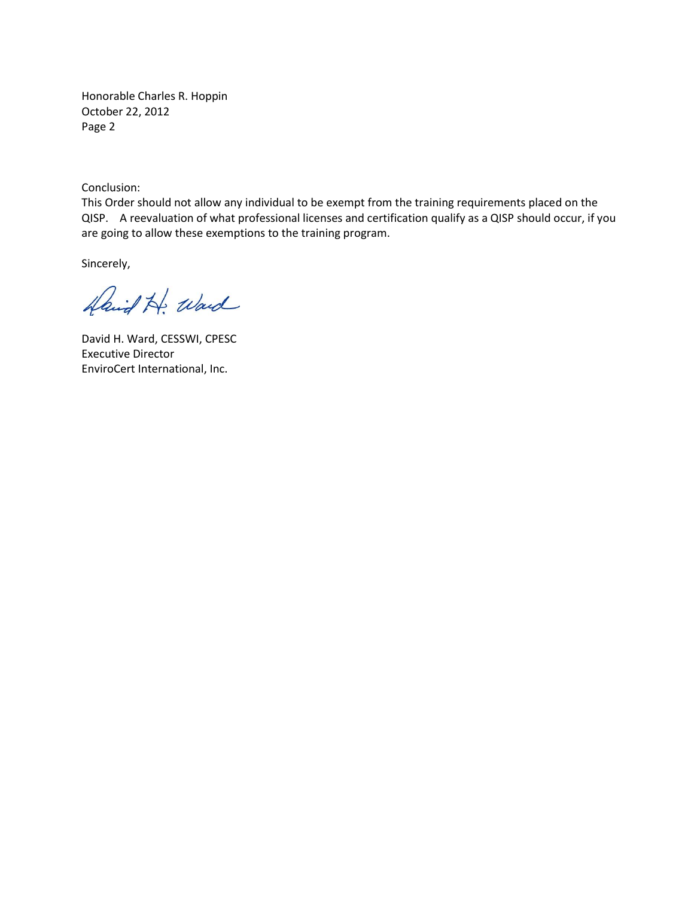Conclusion:
This Order should not allow any individual to be exempt from the training requirements placed on the QISP. A reevaluation of what professional licenses and certification qualify as a QISP should occur, if you are going to allow these exemptions to the training program.

Sincerely,

David H. Ward, CESSWI, CPESC
Executive Director
EnviroCert International, Inc.